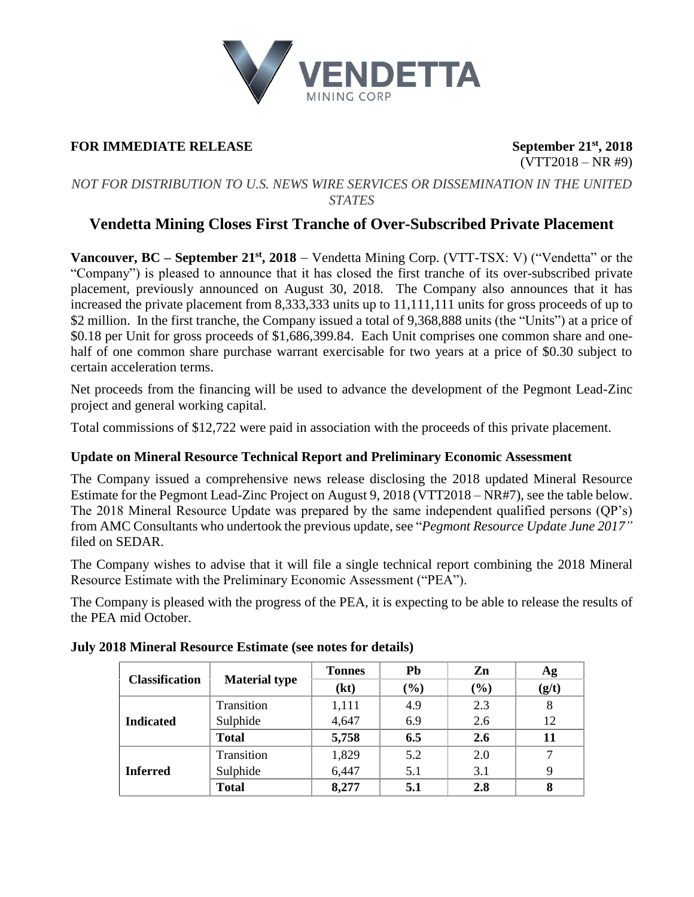**FOR IMMEDIATE RELEASE**

**September 21st, 2018**
(VTT2018 – NR #9)

*NOT FOR DISTRIBUTION TO U.S. NEWS WIRE SERVICES OR DISSEMINATION IN THE UNITED STATES*

# Vendetta Mining Closes First Tranche of Over-Subscribed Private Placement

**Vancouver, BC – September 21st, 2018** – Vendetta Mining Corp. (VTT-TSX: V) ("Vendetta" or the "Company") is pleased to announce that it has closed the first tranche of its over-subscribed private placement, previously announced on August 30, 2018. The Company also announces that it has increased the private placement from 8,333,333 units up to 11,111,111 units for gross proceeds of up to $2 million. In the first tranche, the Company issued a total of 9,368,888 units (the "Units") at a price of $0.18 per Unit for gross proceeds of $1,686,399.84. Each Unit comprises one common share and one-half of one common share purchase warrant exercisable for two years at a price of $0.30 subject to certain acceleration terms.

Net proceeds from the financing will be used to advance the development of the Pegmont Lead-Zinc project and general working capital.

Total commissions of $12,722 were paid in association with the proceeds of this private placement.

## Update on Mineral Resource Technical Report and Preliminary Economic Assessment

The Company issued a comprehensive news release disclosing the 2018 updated Mineral Resource Estimate for the Pegmont Lead-Zinc Project on August 9, 2018 (VTT2018 – NR#7), see the table below. The 2018 Mineral Resource Update was prepared by the same independent qualified persons (QP's) from AMC Consultants who undertook the previous update, see "*Pegmont Resource Update June 2017"* filed on SEDAR.

The Company wishes to advise that it will file a single technical report combining the 2018 Mineral Resource Estimate with the Preliminary Economic Assessment ("PEA").

The Company is pleased with the progress of the PEA, it is expecting to be able to release the results of the PEA mid October.

**July 2018 Mineral Resource Estimate (see notes for details)**

| Classification | Material type | Tonnes (kt) | Pb (%) | Zn (%) | Ag (g/t) |
|---|---|---|---|---|---|
| Indicated | Transition | 1,111 | 4.9 | 2.3 | 8 |
| | Sulphide | 4,647 | 6.9 | 2.6 | 12 |
| | **Total** | **5,758** | **6.5** | **2.6** | **11** |
| Inferred | Transition | 1,829 | 5.2 | 2.0 | 7 |
| | Sulphide | 6,447 | 5.1 | 3.1 | 9 |
| | **Total** | **8,277** | **5.1** | **2.8** | **8** |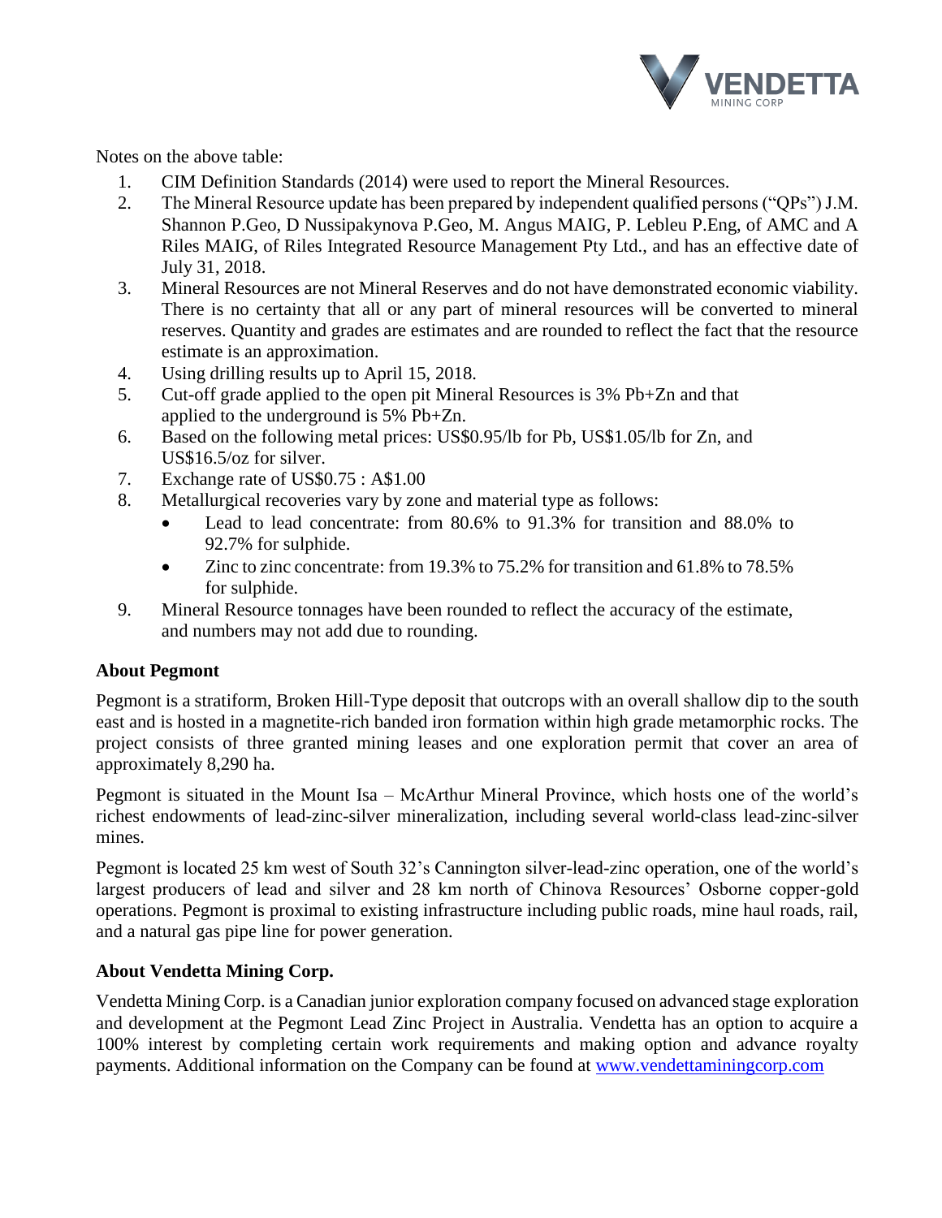Notes on the above table:

1. CIM Definition Standards (2014) were used to report the Mineral Resources.
2. The Mineral Resource update has been prepared by independent qualified persons ("QPs") J.M. Shannon P.Geo, D Nussipakynova P.Geo, M. Angus MAIG, P. Lebleu P.Eng, of AMC and A Riles MAIG, of Riles Integrated Resource Management Pty Ltd., and has an effective date of July 31, 2018.
3. Mineral Resources are not Mineral Reserves and do not have demonstrated economic viability. There is no certainty that all or any part of mineral resources will be converted to mineral reserves. Quantity and grades are estimates and are rounded to reflect the fact that the resource estimate is an approximation.
4. Using drilling results up to April 15, 2018.
5. Cut-off grade applied to the open pit Mineral Resources is 3% Pb+Zn and that applied to the underground is 5% Pb+Zn.
6. Based on the following metal prices: US$0.95/lb for Pb, US$1.05/lb for Zn, and US$16.5/oz for silver.
7. Exchange rate of US$0.75 : A$1.00
8. Metallurgical recoveries vary by zone and material type as follows:
   - Lead to lead concentrate: from 80.6% to 91.3% for transition and 88.0% to 92.7% for sulphide.
   - Zinc to zinc concentrate: from 19.3% to 75.2% for transition and 61.8% to 78.5% for sulphide.
9. Mineral Resource tonnages have been rounded to reflect the accuracy of the estimate, and numbers may not add due to rounding.

**About Pegmont**

Pegmont is a stratiform, Broken Hill-Type deposit that outcrops with an overall shallow dip to the south east and is hosted in a magnetite-rich banded iron formation within high grade metamorphic rocks. The project consists of three granted mining leases and one exploration permit that cover an area of approximately 8,290 ha.

Pegmont is situated in the Mount Isa – McArthur Mineral Province, which hosts one of the world's richest endowments of lead-zinc-silver mineralization, including several world-class lead-zinc-silver mines.

Pegmont is located 25 km west of South 32's Cannington silver-lead-zinc operation, one of the world's largest producers of lead and silver and 28 km north of Chinova Resources' Osborne copper-gold operations. Pegmont is proximal to existing infrastructure including public roads, mine haul roads, rail, and a natural gas pipe line for power generation.

**About Vendetta Mining Corp.**

Vendetta Mining Corp. is a Canadian junior exploration company focused on advanced stage exploration and development at the Pegmont Lead Zinc Project in Australia. Vendetta has an option to acquire a 100% interest by completing certain work requirements and making option and advance royalty payments. Additional information on the Company can be found at [www.vendettaminingcorp.com](http://www.vendettaminingcorp.com)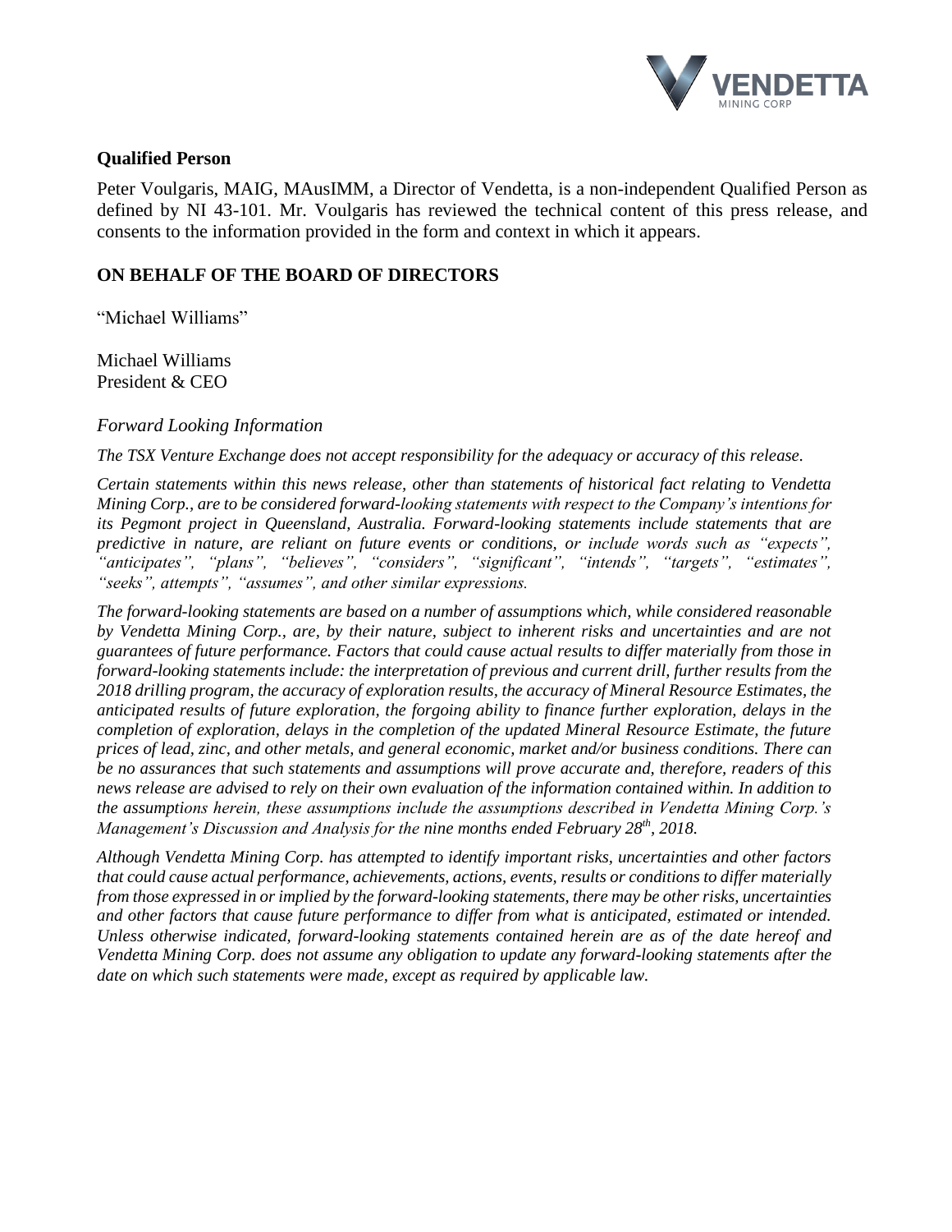## Qualified Person

Peter Voulgaris, MAIG, MAusIMM, a Director of Vendetta, is a non-independent Qualified Person as defined by NI 43-101. Mr. Voulgaris has reviewed the technical content of this press release, and consents to the information provided in the form and context in which it appears.

## ON BEHALF OF THE BOARD OF DIRECTORS

"Michael Williams"

Michael Williams
President & CEO

### *Forward Looking Information*

*The TSX Venture Exchange does not accept responsibility for the adequacy or accuracy of this release.*

*Certain statements within this news release, other than statements of historical fact relating to Vendetta Mining Corp., are to be considered forward-looking statements with respect to the Company's intentions for its Pegmont project in Queensland, Australia. Forward-looking statements include statements that are predictive in nature, are reliant on future events or conditions, or include words such as "expects", "anticipates", "plans", "believes", "considers", "significant", "intends", "targets", "estimates", "seeks", attempts", "assumes", and other similar expressions.*

*The forward-looking statements are based on a number of assumptions which, while considered reasonable by Vendetta Mining Corp., are, by their nature, subject to inherent risks and uncertainties and are not guarantees of future performance. Factors that could cause actual results to differ materially from those in forward-looking statements include: the interpretation of previous and current drill, further results from the 2018 drilling program, the accuracy of exploration results, the accuracy of Mineral Resource Estimates, the anticipated results of future exploration, the forgoing ability to finance further exploration, delays in the completion of exploration, delays in the completion of the updated Mineral Resource Estimate, the future prices of lead, zinc, and other metals, and general economic, market and/or business conditions. There can be no assurances that such statements and assumptions will prove accurate and, therefore, readers of this news release are advised to rely on their own evaluation of the information contained within. In addition to the assumptions herein, these assumptions include the assumptions described in Vendetta Mining Corp.'s Management's Discussion and Analysis for the nine months ended February 28th, 2018.*

*Although Vendetta Mining Corp. has attempted to identify important risks, uncertainties and other factors that could cause actual performance, achievements, actions, events, results or conditions to differ materially from those expressed in or implied by the forward-looking statements, there may be other risks, uncertainties and other factors that cause future performance to differ from what is anticipated, estimated or intended. Unless otherwise indicated, forward-looking statements contained herein are as of the date hereof and Vendetta Mining Corp. does not assume any obligation to update any forward-looking statements after the date on which such statements were made, except as required by applicable law.*